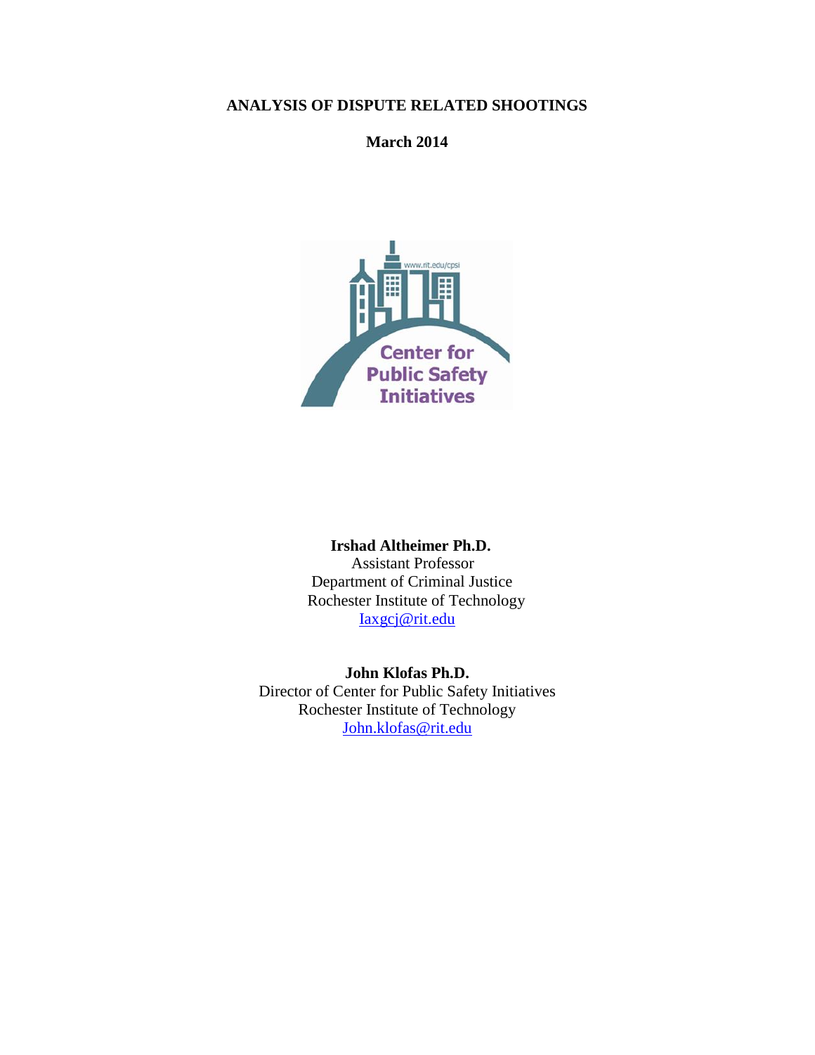# ANALYSIS OF DISPUTE RELATED SHOOTINGS

**March 2014**

**Irshad Altheimer Ph.D.**
Assistant Professor
Department of Criminal Justice
Rochester Institute of Technology
Iaxgcj@rit.edu

**John Klofas Ph.D.**
Director of Center for Public Safety Initiatives
Rochester Institute of Technology
John.klofas@rit.edu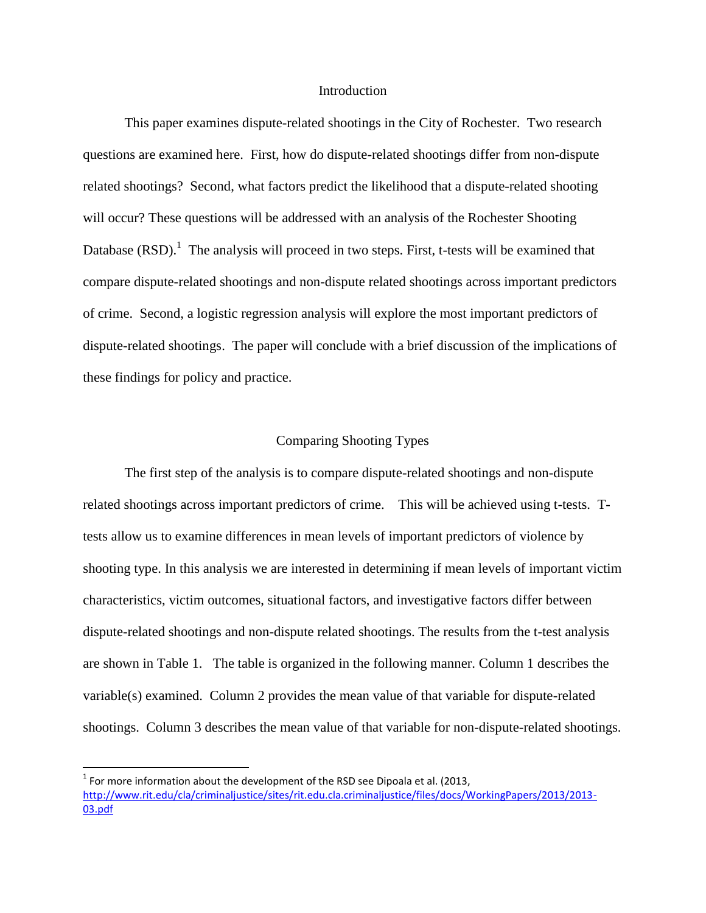## Introduction

This paper examines dispute-related shootings in the City of Rochester. Two research questions are examined here. First, how do dispute-related shootings differ from non-dispute related shootings? Second, what factors predict the likelihood that a dispute-related shooting will occur? These questions will be addressed with an analysis of the Rochester Shooting Database (RSD).[1] The analysis will proceed in two steps. First, t-tests will be examined that compare dispute-related shootings and non-dispute related shootings across important predictors of crime. Second, a logistic regression analysis will explore the most important predictors of dispute-related shootings. The paper will conclude with a brief discussion of the implications of these findings for policy and practice.

## Comparing Shooting Types

The first step of the analysis is to compare dispute-related shootings and non-dispute related shootings across important predictors of crime. This will be achieved using t-tests. T-tests allow us to examine differences in mean levels of important predictors of violence by shooting type. In this analysis we are interested in determining if mean levels of important victim characteristics, victim outcomes, situational factors, and investigative factors differ between dispute-related shootings and non-dispute related shootings. The results from the t-test analysis are shown in Table 1. The table is organized in the following manner. Column 1 describes the variable(s) examined. Column 2 provides the mean value of that variable for dispute-related shootings. Column 3 describes the mean value of that variable for non-dispute-related shootings.

---

[1] For more information about the development of the RSD see Dipoala et al. (2013, http://www.rit.edu/cla/criminaljustice/sites/rit.edu.cla.criminaljustice/files/docs/WorkingPapers/2013/2013-03.pdf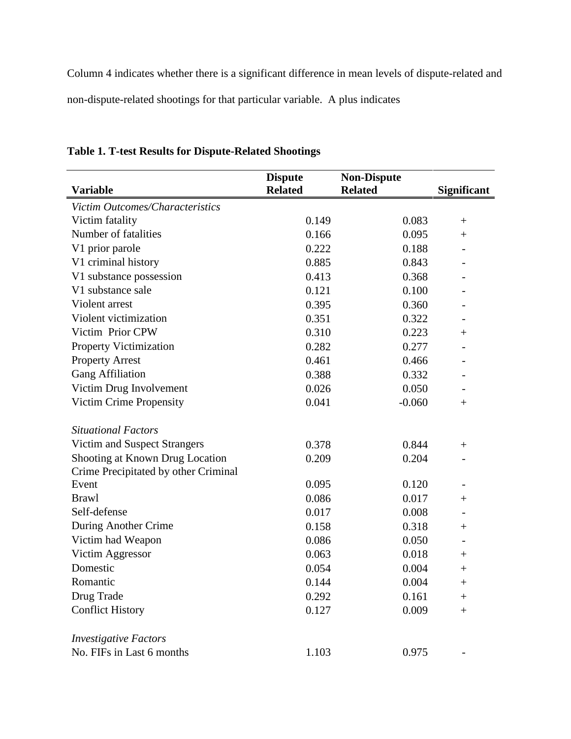Column 4 indicates whether there is a significant difference in mean levels of dispute-related and non-dispute-related shootings for that particular variable. A plus indicates

**Table 1. T-test Results for Dispute-Related Shootings**

| Variable | Dispute Related | Non-Dispute Related | Significant |
|---|---|---|---|
| *Victim Outcomes/Characteristics* | | | |
| Victim fatality | 0.149 | 0.083 | + |
| Number of fatalities | 0.166 | 0.095 | + |
| V1 prior parole | 0.222 | 0.188 | - |
| V1 criminal history | 0.885 | 0.843 | - |
| V1 substance possession | 0.413 | 0.368 | - |
| V1 substance sale | 0.121 | 0.100 | - |
| Violent arrest | 0.395 | 0.360 | - |
| Violent victimization | 0.351 | 0.322 | - |
| Victim Prior CPW | 0.310 | 0.223 | + |
| Property Victimization | 0.282 | 0.277 | - |
| Property Arrest | 0.461 | 0.466 | - |
| Gang Affiliation | 0.388 | 0.332 | - |
| Victim Drug Involvement | 0.026 | 0.050 | - |
| Victim Crime Propensity | 0.041 | -0.060 | + |
| *Situational Factors* | | | |
| Victim and Suspect Strangers | 0.378 | 0.844 | + |
| Shooting at Known Drug Location | 0.209 | 0.204 | - |
| Crime Precipitated by other Criminal Event | 0.095 | 0.120 | - |
| Brawl | 0.086 | 0.017 | + |
| Self-defense | 0.017 | 0.008 | - |
| During Another Crime | 0.158 | 0.318 | + |
| Victim had Weapon | 0.086 | 0.050 | - |
| Victim Aggressor | 0.063 | 0.018 | + |
| Domestic | 0.054 | 0.004 | + |
| Romantic | 0.144 | 0.004 | + |
| Drug Trade | 0.292 | 0.161 | + |
| Conflict History | 0.127 | 0.009 | + |
| *Investigative Factors* | | | |
| No. FIFs in Last 6 months | 1.103 | 0.975 | - |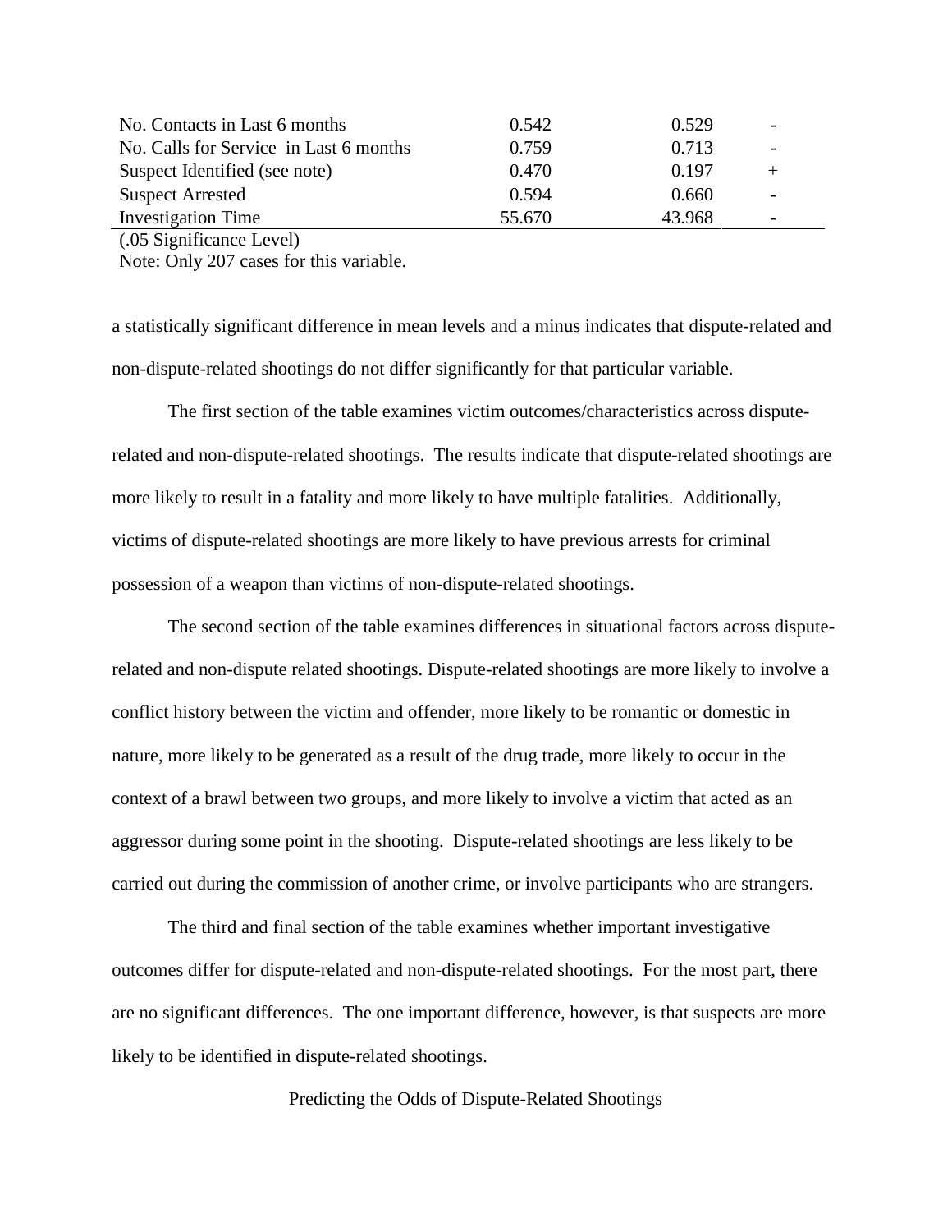| | | | |
|---|---|---|---|
| No. Contacts in Last 6 months | 0.542 | 0.529 | - |
| No. Calls for Service in Last 6 months | 0.759 | 0.713 | - |
| Suspect Identified (see note) | 0.470 | 0.197 | + |
| Suspect Arrested | 0.594 | 0.660 | - |
| Investigation Time | 55.670 | 43.968 | - |

(.05 Significance Level)

Note: Only 207 cases for this variable.

a statistically significant difference in mean levels and a minus indicates that dispute-related and non-dispute-related shootings do not differ significantly for that particular variable.

The first section of the table examines victim outcomes/characteristics across dispute-related and non-dispute-related shootings. The results indicate that dispute-related shootings are more likely to result in a fatality and more likely to have multiple fatalities. Additionally, victims of dispute-related shootings are more likely to have previous arrests for criminal possession of a weapon than victims of non-dispute-related shootings.

The second section of the table examines differences in situational factors across dispute-related and non-dispute related shootings. Dispute-related shootings are more likely to involve a conflict history between the victim and offender, more likely to be romantic or domestic in nature, more likely to be generated as a result of the drug trade, more likely to occur in the context of a brawl between two groups, and more likely to involve a victim that acted as an aggressor during some point in the shooting. Dispute-related shootings are less likely to be carried out during the commission of another crime, or involve participants who are strangers.

The third and final section of the table examines whether important investigative outcomes differ for dispute-related and non-dispute-related shootings. For the most part, there are no significant differences. The one important difference, however, is that suspects are more likely to be identified in dispute-related shootings.

## Predicting the Odds of Dispute-Related Shootings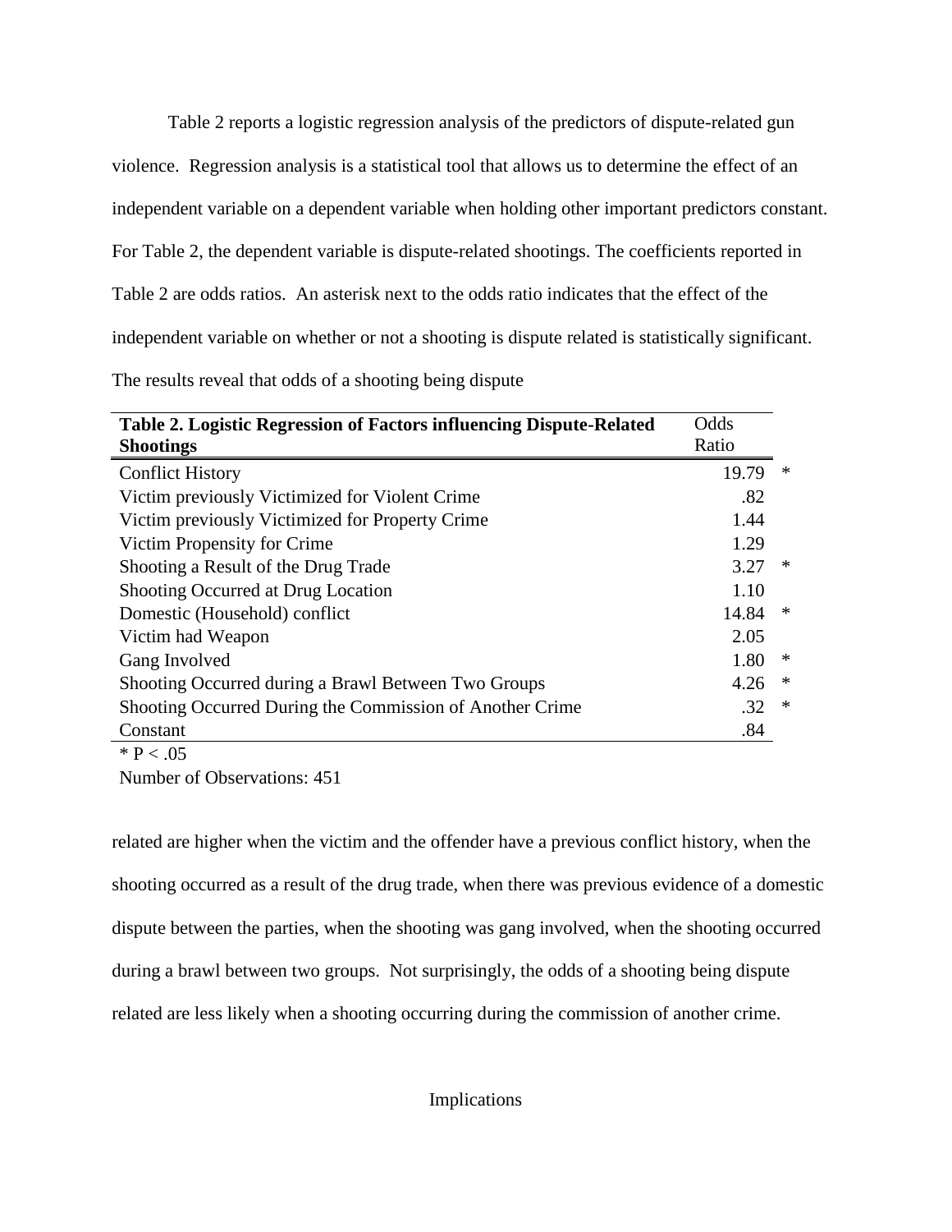Table 2 reports a logistic regression analysis of the predictors of dispute-related gun violence. Regression analysis is a statistical tool that allows us to determine the effect of an independent variable on a dependent variable when holding other important predictors constant. For Table 2, the dependent variable is dispute-related shootings. The coefficients reported in Table 2 are odds ratios. An asterisk next to the odds ratio indicates that the effect of the independent variable on whether or not a shooting is dispute related is statistically significant. The results reveal that odds of a shooting being dispute related are higher when the victim and the offender have a previous conflict history, when the shooting occurred as a result of the drug trade, when there was previous evidence of a domestic dispute between the parties, when the shooting was gang involved, when the shooting occurred during a brawl between two groups. Not surprisingly, the odds of a shooting being dispute related are less likely when a shooting occurring during the commission of another crime.

| **Table 2. Logistic Regression of Factors influencing Dispute-Related Shootings** | Odds Ratio | |
|---|---|---|
| Conflict History | 19.79 | * |
| Victim previously Victimized for Violent Crime | .82 | |
| Victim previously Victimized for Property Crime | 1.44 | |
| Victim Propensity for Crime | 1.29 | |
| Shooting a Result of the Drug Trade | 3.27 | * |
| Shooting Occurred at Drug Location | 1.10 | |
| Domestic (Household) conflict | 14.84 | * |
| Victim had Weapon | 2.05 | |
| Gang Involved | 1.80 | * |
| Shooting Occurred during a Brawl Between Two Groups | 4.26 | * |
| Shooting Occurred During the Commission of Another Crime | .32 | * |
| Constant | .84 | |

* $P < .05$

Number of Observations: 451

## Implications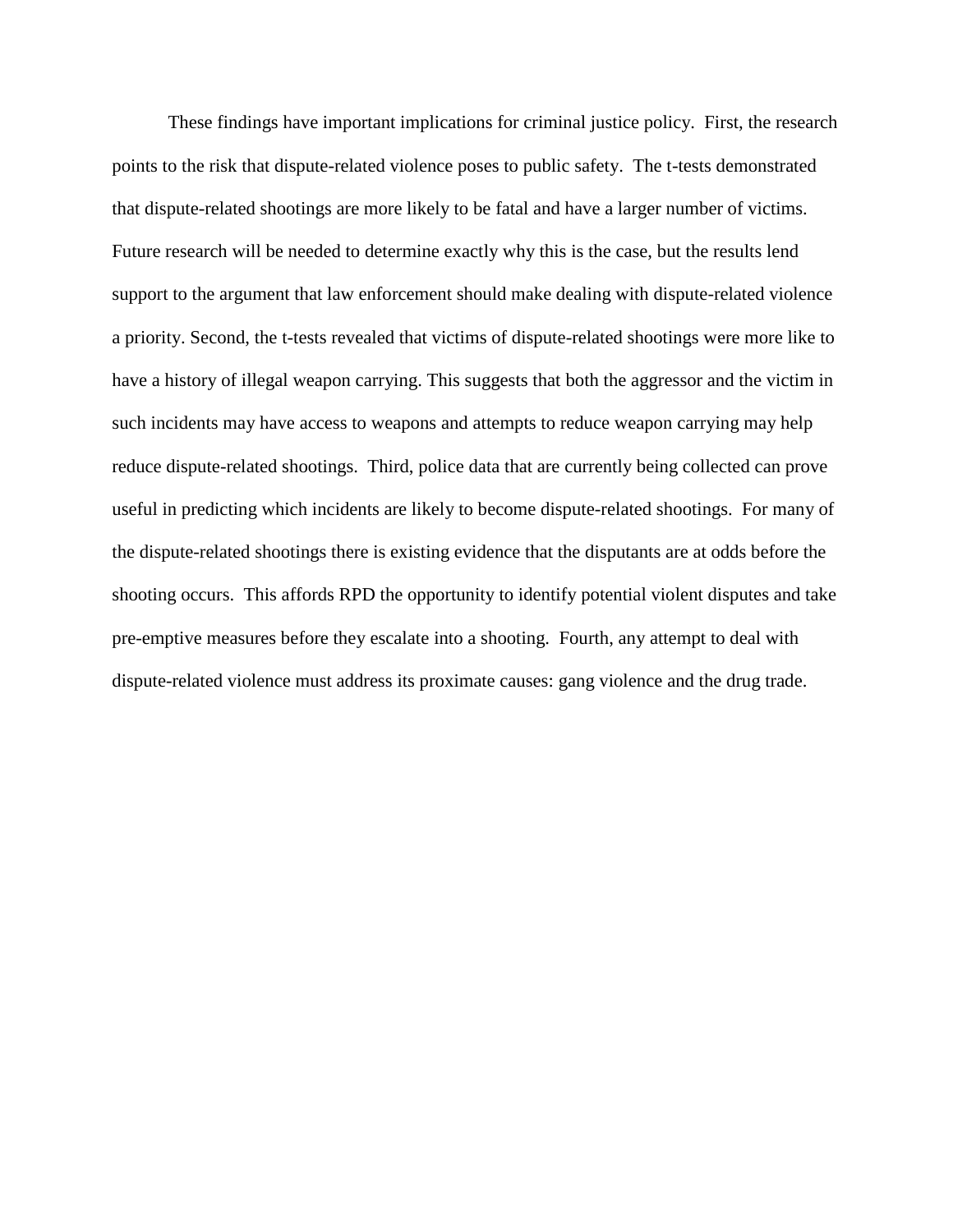These findings have important implications for criminal justice policy. First, the research points to the risk that dispute-related violence poses to public safety. The t-tests demonstrated that dispute-related shootings are more likely to be fatal and have a larger number of victims. Future research will be needed to determine exactly why this is the case, but the results lend support to the argument that law enforcement should make dealing with dispute-related violence a priority. Second, the t-tests revealed that victims of dispute-related shootings were more like to have a history of illegal weapon carrying. This suggests that both the aggressor and the victim in such incidents may have access to weapons and attempts to reduce weapon carrying may help reduce dispute-related shootings. Third, police data that are currently being collected can prove useful in predicting which incidents are likely to become dispute-related shootings. For many of the dispute-related shootings there is existing evidence that the disputants are at odds before the shooting occurs. This affords RPD the opportunity to identify potential violent disputes and take pre-emptive measures before they escalate into a shooting. Fourth, any attempt to deal with dispute-related violence must address its proximate causes: gang violence and the drug trade.